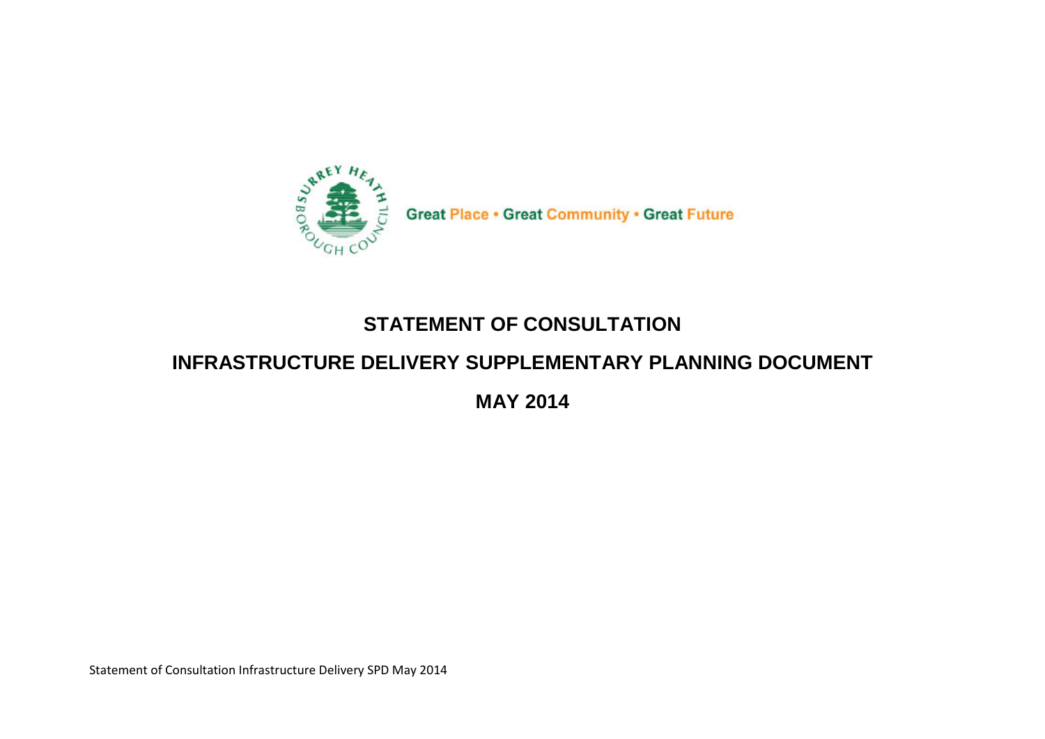Great Place • Great Community • Great Future

# STATEMENT OF CONSULTATION

# INFRASTRUCTURE DELIVERY SUPPLEMENTARY PLANNING DOCUMENT

# MAY 2014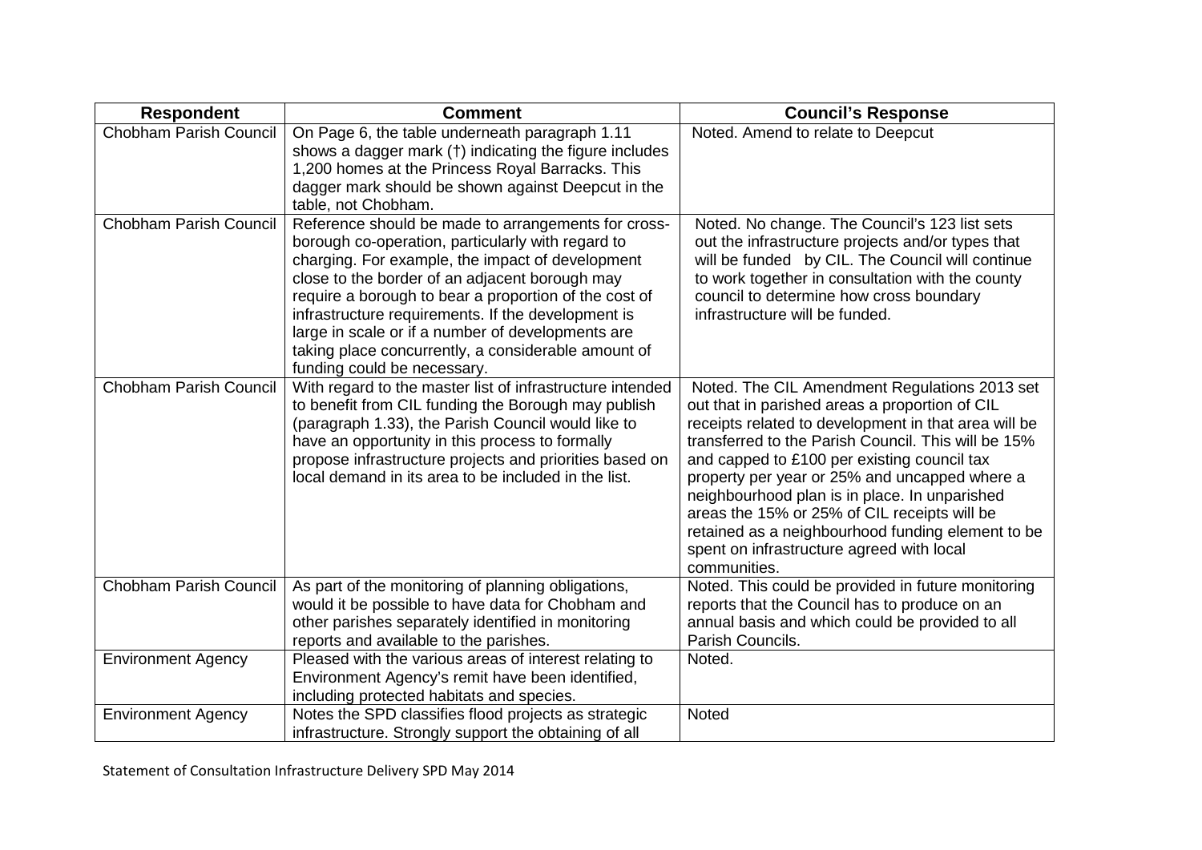| Respondent | Comment | Council's Response |
| --- | --- | --- |
| Chobham Parish Council | On Page 6, the table underneath paragraph 1.11 shows a dagger mark (†) indicating the figure includes 1,200 homes at the Princess Royal Barracks. This dagger mark should be shown against Deepcut in the table, not Chobham. | Noted. Amend to relate to Deepcut |
| Chobham Parish Council | Reference should be made to arrangements for cross-borough co-operation, particularly with regard to charging. For example, the impact of development close to the border of an adjacent borough may require a borough to bear a proportion of the cost of infrastructure requirements. If the development is large in scale or if a number of developments are taking place concurrently, a considerable amount of funding could be necessary. | Noted. No change. The Council's 123 list sets out the infrastructure projects and/or types that will be funded by CIL. The Council will continue to work together in consultation with the county council to determine how cross boundary infrastructure will be funded. |
| Chobham Parish Council | With regard to the master list of infrastructure intended to benefit from CIL funding the Borough may publish (paragraph 1.33), the Parish Council would like to have an opportunity in this process to formally propose infrastructure projects and priorities based on local demand in its area to be included in the list. | Noted. The CIL Amendment Regulations 2013 set out that in parished areas a proportion of CIL receipts related to development in that area will be transferred to the Parish Council. This will be 15% and capped to £100 per existing council tax property per year or 25% and uncapped where a neighbourhood plan is in place. In unparished areas the 15% or 25% of CIL receipts will be retained as a neighbourhood funding element to be spent on infrastructure agreed with local communities. |
| Chobham Parish Council | As part of the monitoring of planning obligations, would it be possible to have data for Chobham and other parishes separately identified in monitoring reports and available to the parishes. | Noted. This could be provided in future monitoring reports that the Council has to produce on an annual basis and which could be provided to all Parish Councils. |
| Environment Agency | Pleased with the various areas of interest relating to Environment Agency's remit have been identified, including protected habitats and species. | Noted. |
| Environment Agency | Notes the SPD classifies flood projects as strategic infrastructure. Strongly support the obtaining of all | Noted |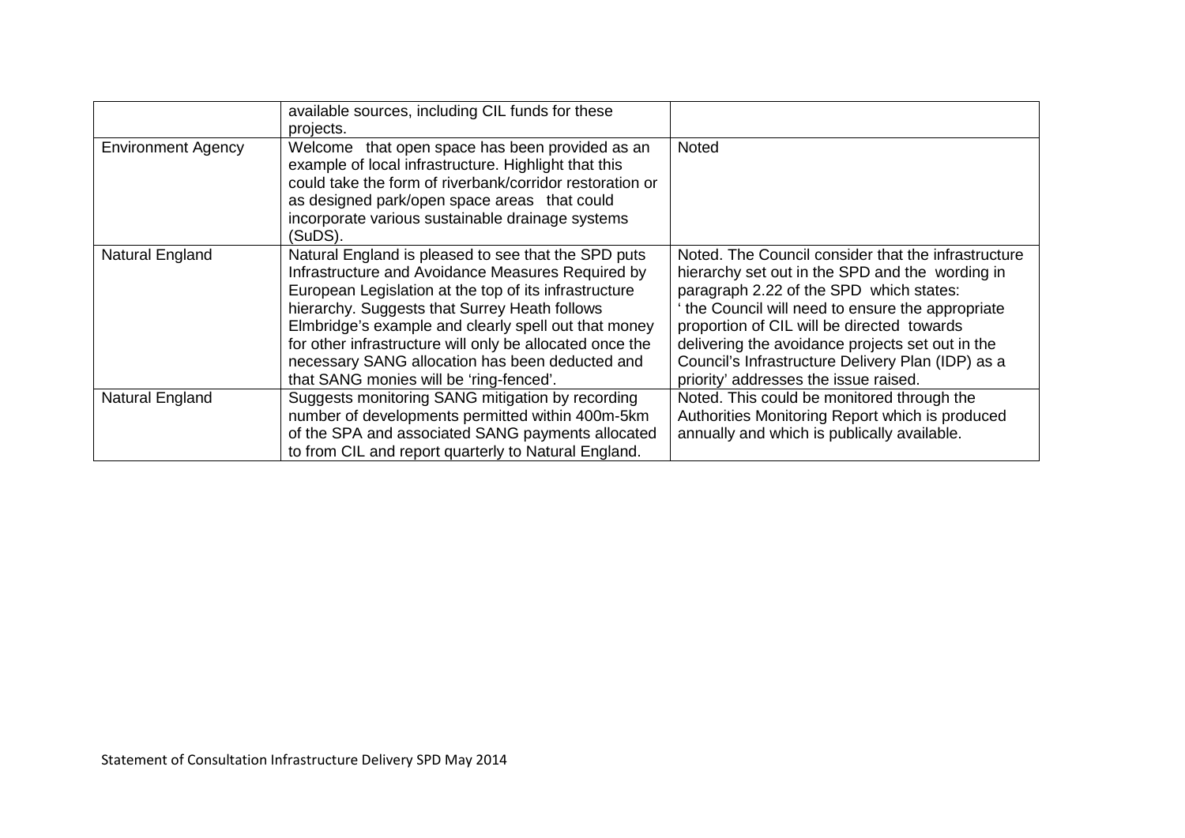| | | |
|---|---|---|
| | available sources, including CIL funds for these projects. | |
| Environment Agency | Welcome that open space has been provided as an example of local infrastructure. Highlight that this could take the form of riverbank/corridor restoration or as designed park/open space areas that could incorporate various sustainable drainage systems (SuDS). | Noted |
| Natural England | Natural England is pleased to see that the SPD puts Infrastructure and Avoidance Measures Required by European Legislation at the top of its infrastructure hierarchy. Suggests that Surrey Heath follows Elmbridge's example and clearly spell out that money for other infrastructure will only be allocated once the necessary SANG allocation has been deducted and that SANG monies will be 'ring-fenced'. | Noted. The Council consider that the infrastructure hierarchy set out in the SPD and the wording in paragraph 2.22 of the SPD which states: ' the Council will need to ensure the appropriate proportion of CIL will be directed towards delivering the avoidance projects set out in the Council's Infrastructure Delivery Plan (IDP) as a priority' addresses the issue raised. |
| Natural England | Suggests monitoring SANG mitigation by recording number of developments permitted within 400m-5km of the SPA and associated SANG payments allocated to from CIL and report quarterly to Natural England. | Noted. This could be monitored through the Authorities Monitoring Report which is produced annually and which is publically available. |